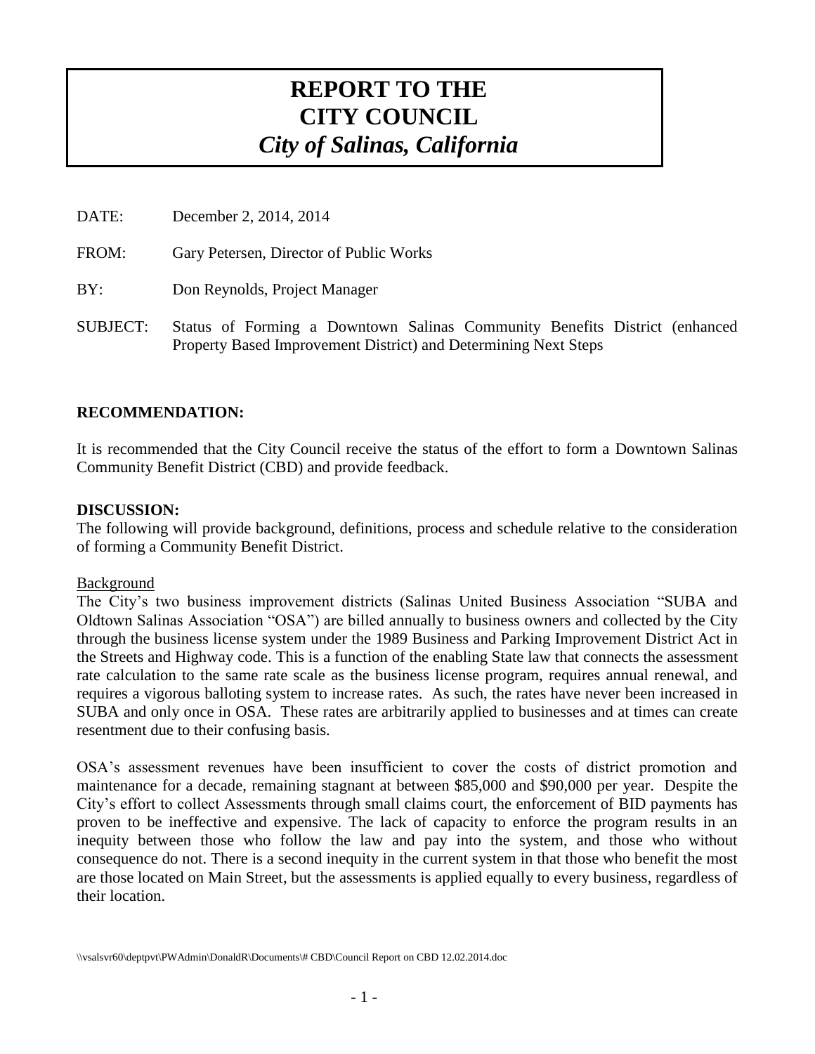# REPORT TO THE CITY COUNCIL

*City of Salinas, California*

DATE: December 2, 2014, 2014

FROM: Gary Petersen, Director of Public Works

BY: Don Reynolds, Project Manager

SUBJECT: Status of Forming a Downtown Salinas Community Benefits District (enhanced Property Based Improvement District) and Determining Next Steps

## RECOMMENDATION:

It is recommended that the City Council receive the status of the effort to form a Downtown Salinas Community Benefit District (CBD) and provide feedback.

## DISCUSSION:

The following will provide background, definitions, process and schedule relative to the consideration of forming a Community Benefit District.

### Background

The City's two business improvement districts (Salinas United Business Association "SUBA and Oldtown Salinas Association "OSA") are billed annually to business owners and collected by the City through the business license system under the 1989 Business and Parking Improvement District Act in the Streets and Highway code. This is a function of the enabling State law that connects the assessment rate calculation to the same rate scale as the business license program, requires annual renewal, and requires a vigorous balloting system to increase rates. As such, the rates have never been increased in SUBA and only once in OSA. These rates are arbitrarily applied to businesses and at times can create resentment due to their confusing basis.

OSA's assessment revenues have been insufficient to cover the costs of district promotion and maintenance for a decade, remaining stagnant at between $85,000 and $90,000 per year. Despite the City's effort to collect Assessments through small claims court, the enforcement of BID payments has proven to be ineffective and expensive. The lack of capacity to enforce the program results in an inequity between those who follow the law and pay into the system, and those who without consequence do not. There is a second inequity in the current system in that those who benefit the most are those located on Main Street, but the assessments is applied equally to every business, regardless of their location.

\\vsalsvr60\deptpvt\PWAdmin\DonaldR\Documents\# CBD\Council Report on CBD 12.02.2014.doc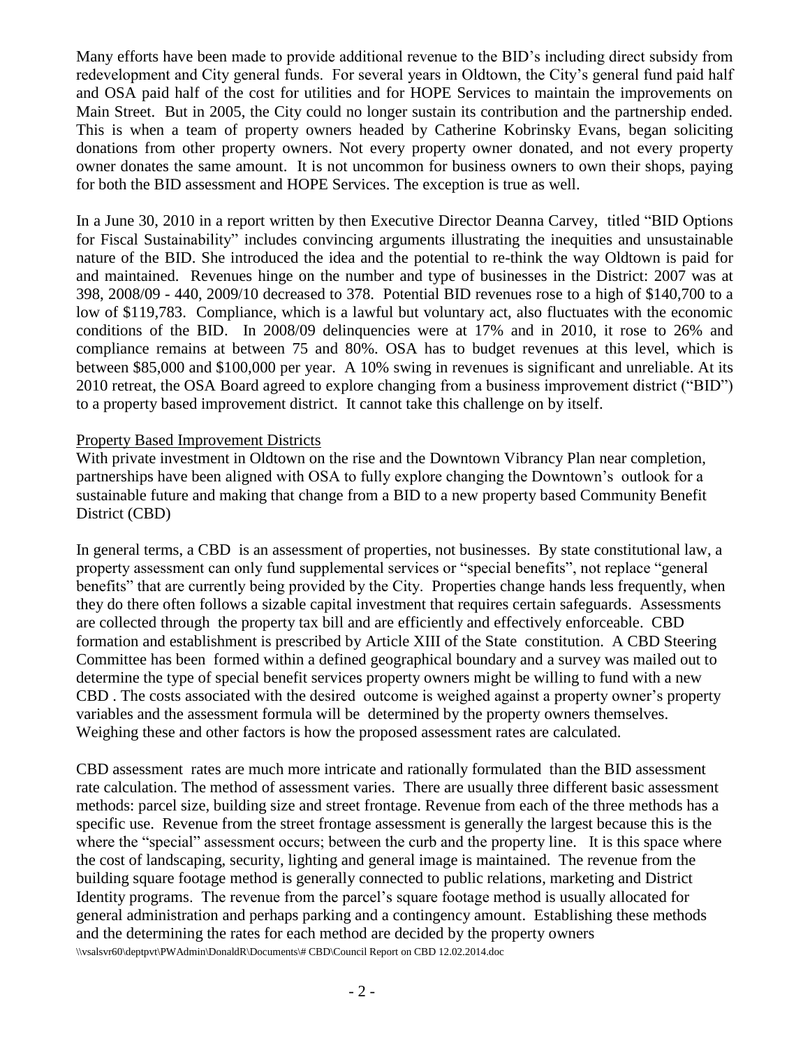Many efforts have been made to provide additional revenue to the BID's including direct subsidy from redevelopment and City general funds. For several years in Oldtown, the City's general fund paid half and OSA paid half of the cost for utilities and for HOPE Services to maintain the improvements on Main Street. But in 2005, the City could no longer sustain its contribution and the partnership ended. This is when a team of property owners headed by Catherine Kobrinsky Evans, began soliciting donations from other property owners. Not every property owner donated, and not every property owner donates the same amount. It is not uncommon for business owners to own their shops, paying for both the BID assessment and HOPE Services. The exception is true as well.

In a June 30, 2010 in a report written by then Executive Director Deanna Carvey, titled "BID Options for Fiscal Sustainability" includes convincing arguments illustrating the inequities and unsustainable nature of the BID. She introduced the idea and the potential to re-think the way Oldtown is paid for and maintained. Revenues hinge on the number and type of businesses in the District: 2007 was at 398, 2008/09 - 440, 2009/10 decreased to 378. Potential BID revenues rose to a high of $140,700 to a low of $119,783. Compliance, which is a lawful but voluntary act, also fluctuates with the economic conditions of the BID. In 2008/09 delinquencies were at 17% and in 2010, it rose to 26% and compliance remains at between 75 and 80%. OSA has to budget revenues at this level, which is between $85,000 and $100,000 per year. A 10% swing in revenues is significant and unreliable. At its 2010 retreat, the OSA Board agreed to explore changing from a business improvement district ("BID") to a property based improvement district. It cannot take this challenge on by itself.

Property Based Improvement Districts

With private investment in Oldtown on the rise and the Downtown Vibrancy Plan near completion, partnerships have been aligned with OSA to fully explore changing the Downtown's outlook for a sustainable future and making that change from a BID to a new property based Community Benefit District (CBD)

In general terms, a CBD is an assessment of properties, not businesses. By state constitutional law, a property assessment can only fund supplemental services or "special benefits", not replace "general benefits" that are currently being provided by the City. Properties change hands less frequently, when they do there often follows a sizable capital investment that requires certain safeguards. Assessments are collected through the property tax bill and are efficiently and effectively enforceable. CBD formation and establishment is prescribed by Article XIII of the State constitution. A CBD Steering Committee has been formed within a defined geographical boundary and a survey was mailed out to determine the type of special benefit services property owners might be willing to fund with a new CBD . The costs associated with the desired outcome is weighed against a property owner's property variables and the assessment formula will be determined by the property owners themselves. Weighing these and other factors is how the proposed assessment rates are calculated.

CBD assessment rates are much more intricate and rationally formulated than the BID assessment rate calculation. The method of assessment varies. There are usually three different basic assessment methods: parcel size, building size and street frontage. Revenue from each of the three methods has a specific use. Revenue from the street frontage assessment is generally the largest because this is the where the "special" assessment occurs; between the curb and the property line. It is this space where the cost of landscaping, security, lighting and general image is maintained. The revenue from the building square footage method is generally connected to public relations, marketing and District Identity programs. The revenue from the parcel's square footage method is usually allocated for general administration and perhaps parking and a contingency amount. Establishing these methods and the determining the rates for each method are decided by the property owners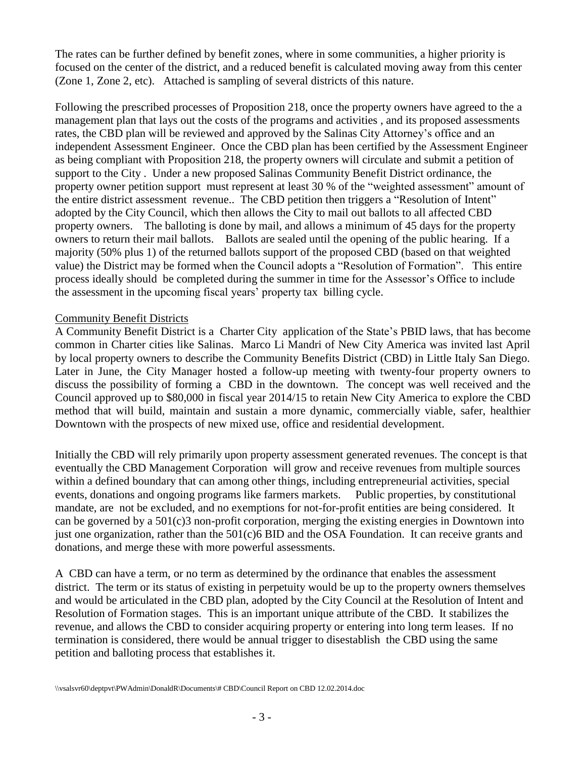The rates can be further defined by benefit zones, where in some communities, a higher priority is focused on the center of the district, and a reduced benefit is calculated moving away from this center (Zone 1, Zone 2, etc). Attached is sampling of several districts of this nature.

Following the prescribed processes of Proposition 218, once the property owners have agreed to the a management plan that lays out the costs of the programs and activities , and its proposed assessments rates, the CBD plan will be reviewed and approved by the Salinas City Attorney's office and an independent Assessment Engineer. Once the CBD plan has been certified by the Assessment Engineer as being compliant with Proposition 218, the property owners will circulate and submit a petition of support to the City . Under a new proposed Salinas Community Benefit District ordinance, the property owner petition support must represent at least 30 % of the "weighted assessment" amount of the entire district assessment revenue.. The CBD petition then triggers a "Resolution of Intent" adopted by the City Council, which then allows the City to mail out ballots to all affected CBD property owners. The balloting is done by mail, and allows a minimum of 45 days for the property owners to return their mail ballots. Ballots are sealed until the opening of the public hearing. If a majority (50% plus 1) of the returned ballots support of the proposed CBD (based on that weighted value) the District may be formed when the Council adopts a "Resolution of Formation". This entire process ideally should be completed during the summer in time for the Assessor's Office to include the assessment in the upcoming fiscal years' property tax billing cycle.

Community Benefit Districts

A Community Benefit District is a Charter City application of the State's PBID laws, that has become common in Charter cities like Salinas. Marco Li Mandri of New City America was invited last April by local property owners to describe the Community Benefits District (CBD) in Little Italy San Diego. Later in June, the City Manager hosted a follow-up meeting with twenty-four property owners to discuss the possibility of forming a CBD in the downtown. The concept was well received and the Council approved up to $80,000 in fiscal year 2014/15 to retain New City America to explore the CBD method that will build, maintain and sustain a more dynamic, commercially viable, safer, healthier Downtown with the prospects of new mixed use, office and residential development.

Initially the CBD will rely primarily upon property assessment generated revenues. The concept is that eventually the CBD Management Corporation will grow and receive revenues from multiple sources within a defined boundary that can among other things, including entrepreneurial activities, special events, donations and ongoing programs like farmers markets. Public properties, by constitutional mandate, are not be excluded, and no exemptions for not-for-profit entities are being considered. It can be governed by a 501(c)3 non-profit corporation, merging the existing energies in Downtown into just one organization, rather than the 501(c)6 BID and the OSA Foundation. It can receive grants and donations, and merge these with more powerful assessments.

A CBD can have a term, or no term as determined by the ordinance that enables the assessment district. The term or its status of existing in perpetuity would be up to the property owners themselves and would be articulated in the CBD plan, adopted by the City Council at the Resolution of Intent and Resolution of Formation stages. This is an important unique attribute of the CBD. It stabilizes the revenue, and allows the CBD to consider acquiring property or entering into long term leases. If no termination is considered, there would be annual trigger to disestablish the CBD using the same petition and balloting process that establishes it.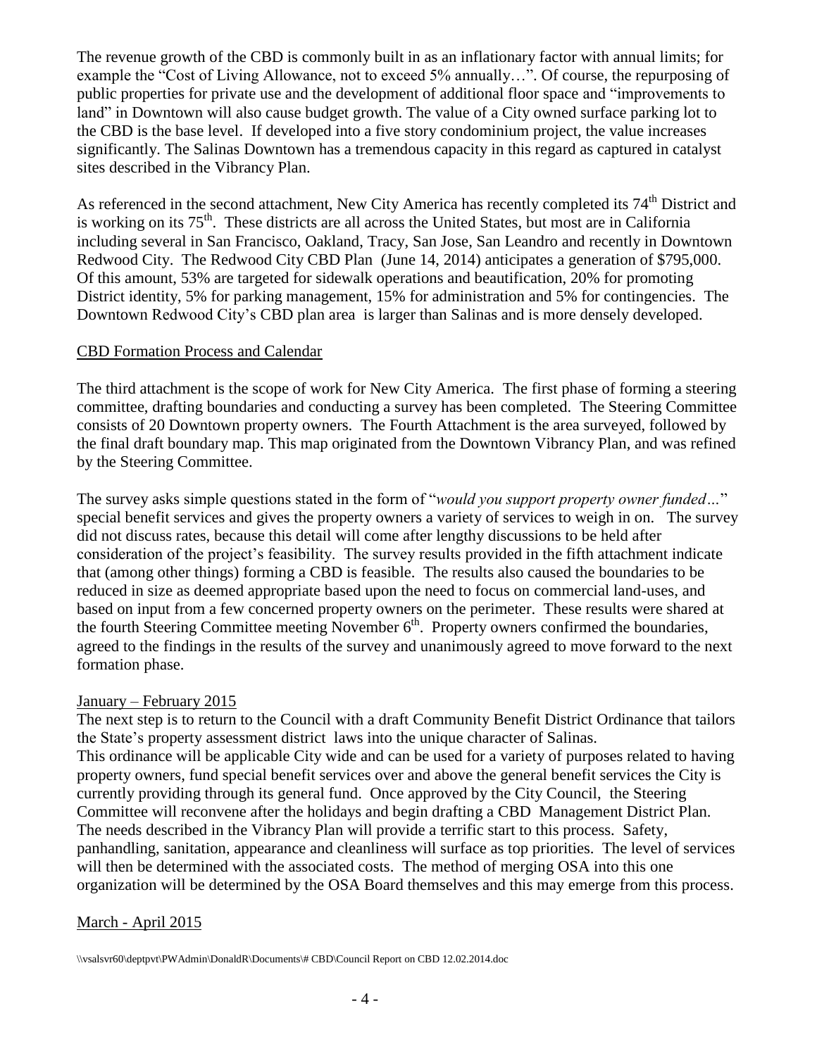The revenue growth of the CBD is commonly built in as an inflationary factor with annual limits; for example the "Cost of Living Allowance, not to exceed 5% annually…". Of course, the repurposing of public properties for private use and the development of additional floor space and "improvements to land" in Downtown will also cause budget growth. The value of a City owned surface parking lot to the CBD is the base level. If developed into a five story condominium project, the value increases significantly. The Salinas Downtown has a tremendous capacity in this regard as captured in catalyst sites described in the Vibrancy Plan.

As referenced in the second attachment, New City America has recently completed its 74th District and is working on its 75th. These districts are all across the United States, but most are in California including several in San Francisco, Oakland, Tracy, San Jose, San Leandro and recently in Downtown Redwood City. The Redwood City CBD Plan (June 14, 2014) anticipates a generation of $795,000. Of this amount, 53% are targeted for sidewalk operations and beautification, 20% for promoting District identity, 5% for parking management, 15% for administration and 5% for contingencies. The Downtown Redwood City's CBD plan area is larger than Salinas and is more densely developed.

## CBD Formation Process and Calendar

The third attachment is the scope of work for New City America. The first phase of forming a steering committee, drafting boundaries and conducting a survey has been completed. The Steering Committee consists of 20 Downtown property owners. The Fourth Attachment is the area surveyed, followed by the final draft boundary map. This map originated from the Downtown Vibrancy Plan, and was refined by the Steering Committee.

The survey asks simple questions stated in the form of "*would you support property owner funded…*" special benefit services and gives the property owners a variety of services to weigh in on. The survey did not discuss rates, because this detail will come after lengthy discussions to be held after consideration of the project's feasibility. The survey results provided in the fifth attachment indicate that (among other things) forming a CBD is feasible. The results also caused the boundaries to be reduced in size as deemed appropriate based upon the need to focus on commercial land-uses, and based on input from a few concerned property owners on the perimeter. These results were shared at the fourth Steering Committee meeting November 6th. Property owners confirmed the boundaries, agreed to the findings in the results of the survey and unanimously agreed to move forward to the next formation phase.

### January – February 2015

The next step is to return to the Council with a draft Community Benefit District Ordinance that tailors the State's property assessment district laws into the unique character of Salinas.
This ordinance will be applicable City wide and can be used for a variety of purposes related to having property owners, fund special benefit services over and above the general benefit services the City is currently providing through its general fund. Once approved by the City Council, the Steering Committee will reconvene after the holidays and begin drafting a CBD Management District Plan. The needs described in the Vibrancy Plan will provide a terrific start to this process. Safety, panhandling, sanitation, appearance and cleanliness will surface as top priorities. The level of services will then be determined with the associated costs. The method of merging OSA into this one organization will be determined by the OSA Board themselves and this may emerge from this process.

### March - April 2015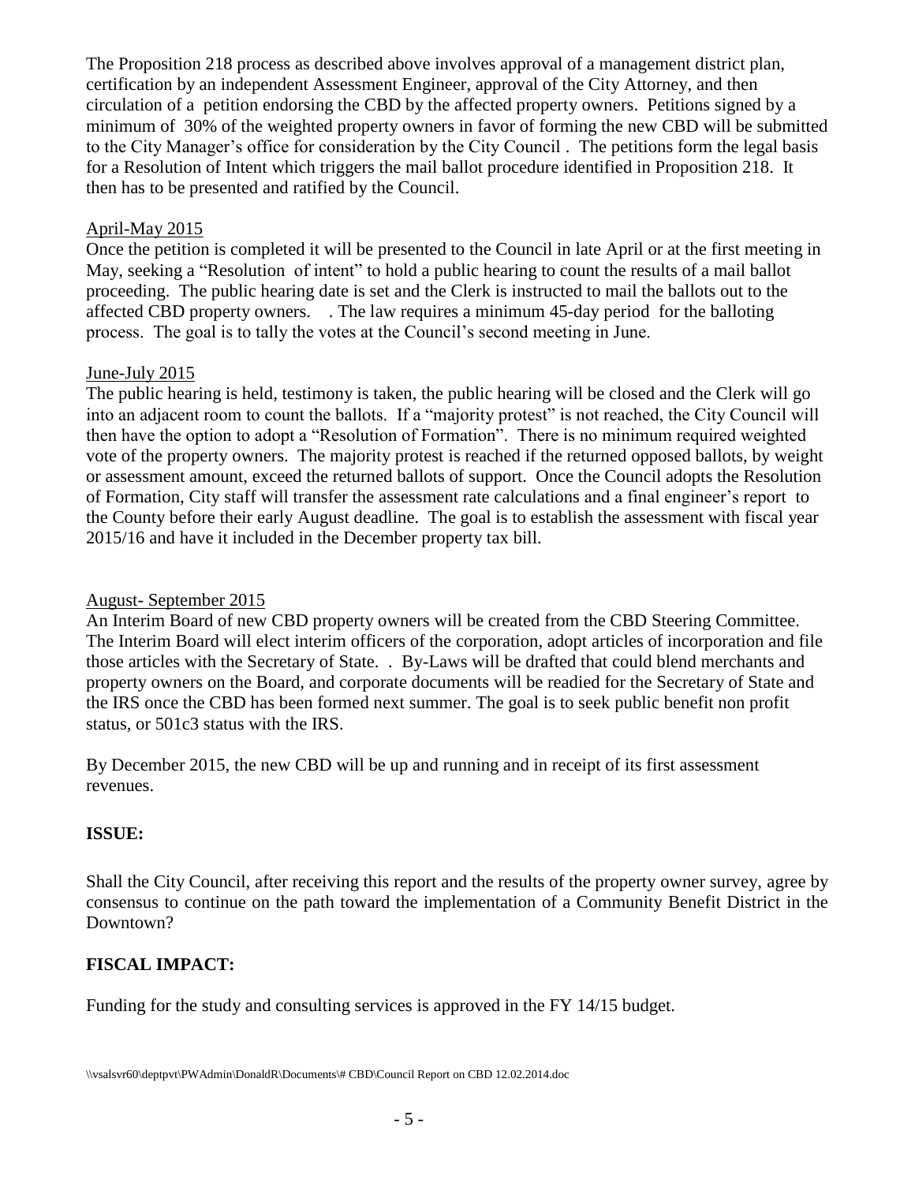The Proposition 218 process as described above involves approval of a management district plan, certification by an independent Assessment Engineer, approval of the City Attorney, and then circulation of a petition endorsing the CBD by the affected property owners. Petitions signed by a minimum of 30% of the weighted property owners in favor of forming the new CBD will be submitted to the City Manager's office for consideration by the City Council . The petitions form the legal basis for a Resolution of Intent which triggers the mail ballot procedure identified in Proposition 218. It then has to be presented and ratified by the Council.

April-May 2015

Once the petition is completed it will be presented to the Council in late April or at the first meeting in May, seeking a "Resolution of intent" to hold a public hearing to count the results of a mail ballot proceeding. The public hearing date is set and the Clerk is instructed to mail the ballots out to the affected CBD property owners. . The law requires a minimum 45-day period for the balloting process. The goal is to tally the votes at the Council's second meeting in June.

June-July 2015

The public hearing is held, testimony is taken, the public hearing will be closed and the Clerk will go into an adjacent room to count the ballots. If a "majority protest" is not reached, the City Council will then have the option to adopt a "Resolution of Formation". There is no minimum required weighted vote of the property owners. The majority protest is reached if the returned opposed ballots, by weight or assessment amount, exceed the returned ballots of support. Once the Council adopts the Resolution of Formation, City staff will transfer the assessment rate calculations and a final engineer's report to the County before their early August deadline. The goal is to establish the assessment with fiscal year 2015/16 and have it included in the December property tax bill.

August- September 2015

An Interim Board of new CBD property owners will be created from the CBD Steering Committee. The Interim Board will elect interim officers of the corporation, adopt articles of incorporation and file those articles with the Secretary of State. . By-Laws will be drafted that could blend merchants and property owners on the Board, and corporate documents will be readied for the Secretary of State and the IRS once the CBD has been formed next summer. The goal is to seek public benefit non profit status, or 501c3 status with the IRS.

By December 2015, the new CBD will be up and running and in receipt of its first assessment revenues.

**ISSUE:**

Shall the City Council, after receiving this report and the results of the property owner survey, agree by consensus to continue on the path toward the implementation of a Community Benefit District in the Downtown?

**FISCAL IMPACT:**

Funding for the study and consulting services is approved in the FY 14/15 budget.

\\vsalsvr60\deptpvt\PWAdmin\DonaldR\Documents\# CBD\Council Report on CBD 12.02.2014.doc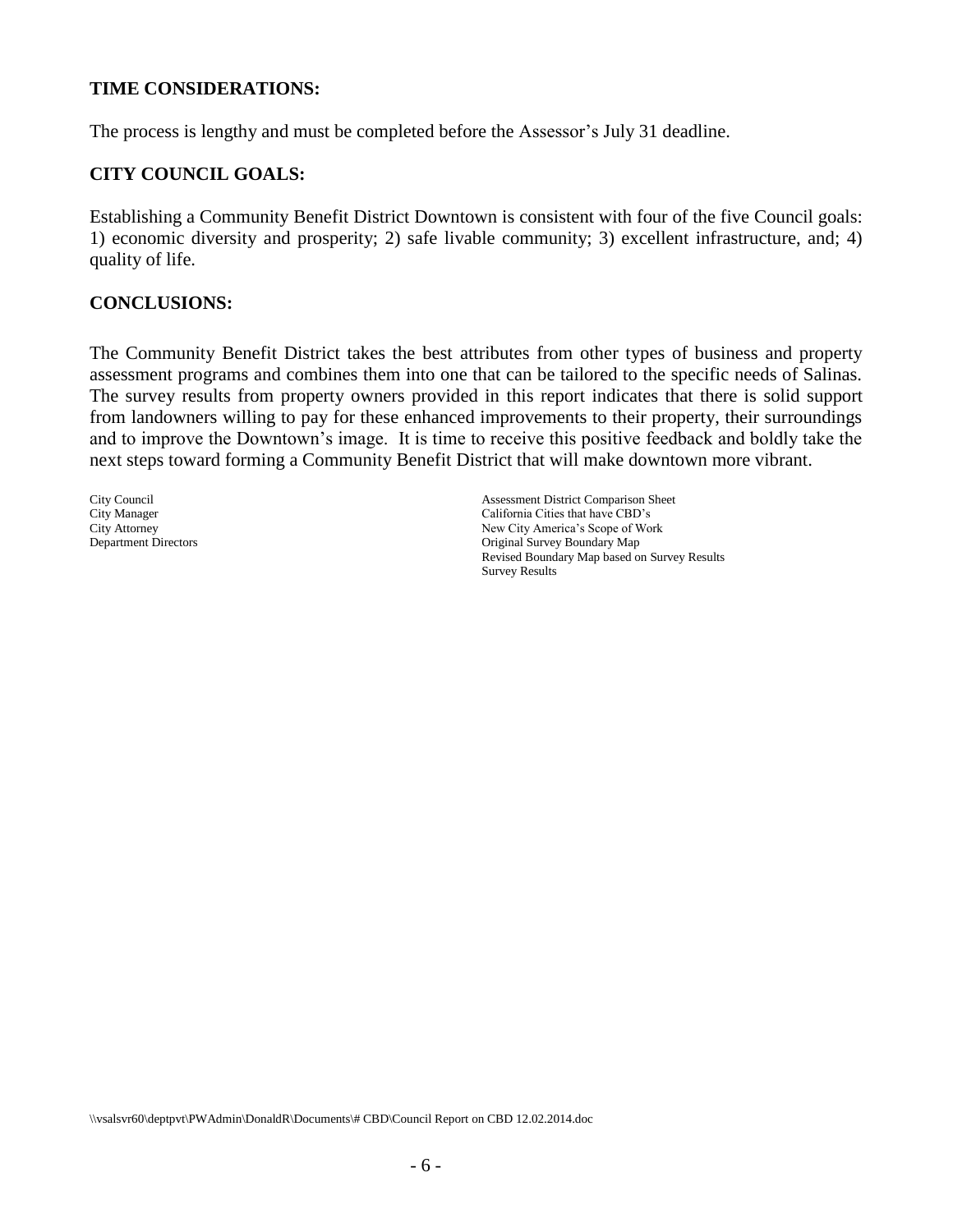## TIME CONSIDERATIONS:

The process is lengthy and must be completed before the Assessor's July 31 deadline.

## CITY COUNCIL GOALS:

Establishing a Community Benefit District Downtown is consistent with four of the five Council goals: 1) economic diversity and prosperity; 2) safe livable community; 3) excellent infrastructure, and; 4) quality of life.

## CONCLUSIONS:

The Community Benefit District takes the best attributes from other types of business and property assessment programs and combines them into one that can be tailored to the specific needs of Salinas. The survey results from property owners provided in this report indicates that there is solid support from landowners willing to pay for these enhanced improvements to their property, their surroundings and to improve the Downtown's image. It is time to receive this positive feedback and boldly take the next steps toward forming a Community Benefit District that will make downtown more vibrant.

City Council
City Manager
City Attorney
Department Directors

Assessment District Comparison Sheet
California Cities that have CBD's
New City America's Scope of Work
Original Survey Boundary Map
Revised Boundary Map based on Survey Results
Survey Results

\\vsalsvr60\deptpvt\PWAdmin\DonaldR\Documents\# CBD\Council Report on CBD 12.02.2014.doc